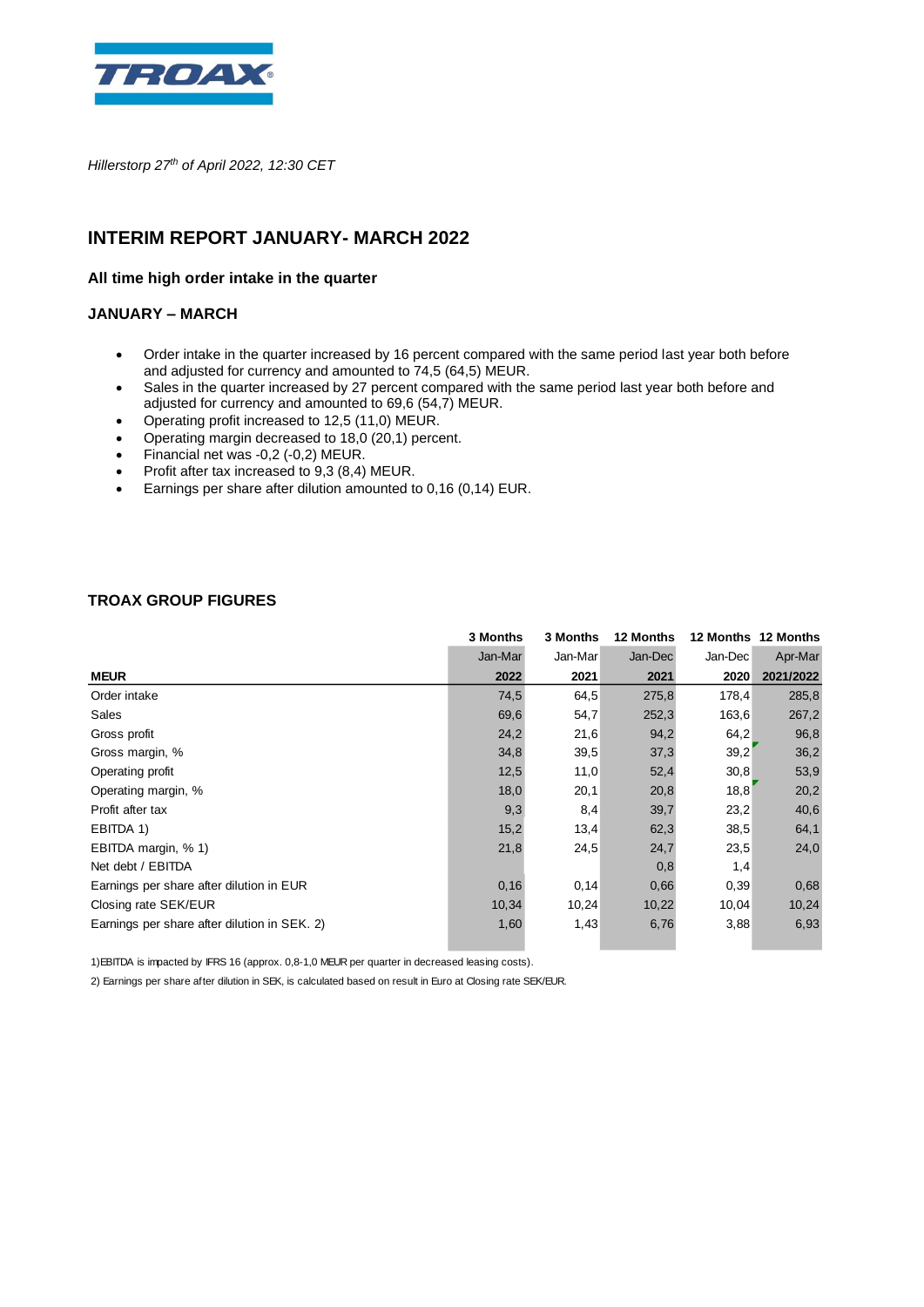*Hillerstorp 27th of April 2022, 12:30 CET*

# INTERIM REPORT JANUARY- MARCH 2022

### All time high order intake in the quarter

### JANUARY – MARCH

- Order intake in the quarter increased by 16 percent compared with the same period last year both before and adjusted for currency and amounted to 74,5 (64,5) MEUR.
- Sales in the quarter increased by 27 percent compared with the same period last year both before and adjusted for currency and amounted to 69,6 (54,7) MEUR.
- Operating profit increased to 12,5 (11,0) MEUR.
- Operating margin decreased to 18,0 (20,1) percent.
- Financial net was -0,2 (-0,2) MEUR.
- Profit after tax increased to 9,3 (8,4) MEUR.
- Earnings per share after dilution amounted to 0,16 (0,14) EUR.

### TROAX GROUP FIGURES

| | 3 Months | 3 Months | 12 Months | 12 Months | 12 Months |
|---|---|---|---|---|---|
| | Jan-Mar | Jan-Mar | Jan-Dec | Jan-Dec | Apr-Mar |
| **MEUR** | **2022** | **2021** | **2021** | **2020** | **2021/2022** |
| Order intake | 74,5 | 64,5 | 275,8 | 178,4 | 285,8 |
| Sales | 69,6 | 54,7 | 252,3 | 163,6 | 267,2 |
| Gross profit | 24,2 | 21,6 | 94,2 | 64,2 | 96,8 |
| Gross margin, % | 34,8 | 39,5 | 37,3 | 39,2 | 36,2 |
| Operating profit | 12,5 | 11,0 | 52,4 | 30,8 | 53,9 |
| Operating margin, % | 18,0 | 20,1 | 20,8 | 18,8 | 20,2 |
| Profit after tax | 9,3 | 8,4 | 39,7 | 23,2 | 40,6 |
| EBITDA 1) | 15,2 | 13,4 | 62,3 | 38,5 | 64,1 |
| EBITDA margin, % 1) | 21,8 | 24,5 | 24,7 | 23,5 | 24,0 |
| Net debt / EBITDA | | | 0,8 | 1,4 | |
| Earnings per share after dilution in EUR | 0,16 | 0,14 | 0,66 | 0,39 | 0,68 |
| Closing rate SEK/EUR | 10,34 | 10,24 | 10,22 | 10,04 | 10,24 |
| Earnings per share after dilution in SEK. 2) | 1,60 | 1,43 | 6,76 | 3,88 | 6,93 |

1)EBITDA is impacted by IFRS 16 (approx. 0,8-1,0 MEUR per quarter in decreased leasing costs).

2) Earnings per share after dilution in SEK, is calculated based on result in Euro at Closing rate SEK/EUR.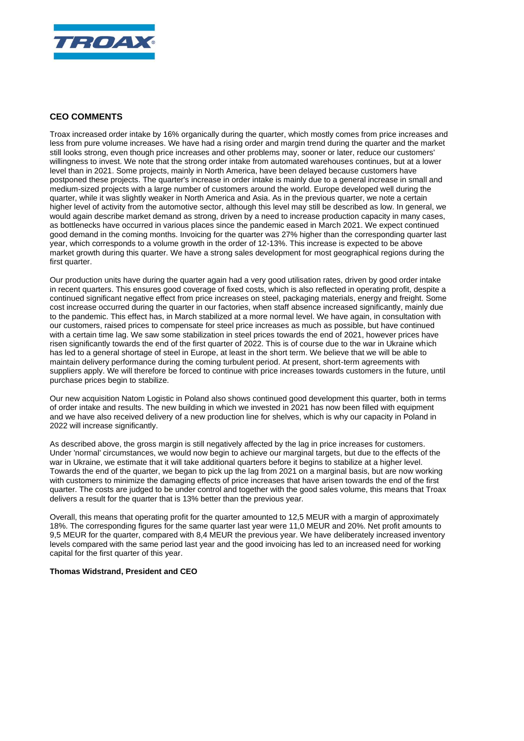## CEO COMMENTS

Troax increased order intake by 16% organically during the quarter, which mostly comes from price increases and less from pure volume increases. We have had a rising order and margin trend during the quarter and the market still looks strong, even though price increases and other problems may, sooner or later, reduce our customers' willingness to invest. We note that the strong order intake from automated warehouses continues, but at a lower level than in 2021. Some projects, mainly in North America, have been delayed because customers have postponed these projects. The quarter's increase in order intake is mainly due to a general increase in small and medium-sized projects with a large number of customers around the world. Europe developed well during the quarter, while it was slightly weaker in North America and Asia. As in the previous quarter, we note a certain higher level of activity from the automotive sector, although this level may still be described as low. In general, we would again describe market demand as strong, driven by a need to increase production capacity in many cases, as bottlenecks have occurred in various places since the pandemic eased in March 2021. We expect continued good demand in the coming months. Invoicing for the quarter was 27% higher than the corresponding quarter last year, which corresponds to a volume growth in the order of 12-13%. This increase is expected to be above market growth during this quarter. We have a strong sales development for most geographical regions during the first quarter.

Our production units have during the quarter again had a very good utilisation rates, driven by good order intake in recent quarters. This ensures good coverage of fixed costs, which is also reflected in operating profit, despite a continued significant negative effect from price increases on steel, packaging materials, energy and freight. Some cost increase occurred during the quarter in our factories, when staff absence increased significantly, mainly due to the pandemic. This effect has, in March stabilized at a more normal level. We have again, in consultation with our customers, raised prices to compensate for steel price increases as much as possible, but have continued with a certain time lag. We saw some stabilization in steel prices towards the end of 2021, however prices have risen significantly towards the end of the first quarter of 2022. This is of course due to the war in Ukraine which has led to a general shortage of steel in Europe, at least in the short term. We believe that we will be able to maintain delivery performance during the coming turbulent period. At present, short-term agreements with suppliers apply. We will therefore be forced to continue with price increases towards customers in the future, until purchase prices begin to stabilize.

Our new acquisition Natom Logistic in Poland also shows continued good development this quarter, both in terms of order intake and results. The new building in which we invested in 2021 has now been filled with equipment and we have also received delivery of a new production line for shelves, which is why our capacity in Poland in 2022 will increase significantly.

As described above, the gross margin is still negatively affected by the lag in price increases for customers. Under 'normal' circumstances, we would now begin to achieve our marginal targets, but due to the effects of the war in Ukraine, we estimate that it will take additional quarters before it begins to stabilize at a higher level. Towards the end of the quarter, we began to pick up the lag from 2021 on a marginal basis, but are now working with customers to minimize the damaging effects of price increases that have arisen towards the end of the first quarter. The costs are judged to be under control and together with the good sales volume, this means that Troax delivers a result for the quarter that is 13% better than the previous year.

Overall, this means that operating profit for the quarter amounted to 12,5 MEUR with a margin of approximately 18%. The corresponding figures for the same quarter last year were 11,0 MEUR and 20%. Net profit amounts to 9,5 MEUR for the quarter, compared with 8,4 MEUR the previous year. We have deliberately increased inventory levels compared with the same period last year and the good invoicing has led to an increased need for working capital for the first quarter of this year.

**Thomas Widstrand, President and CEO**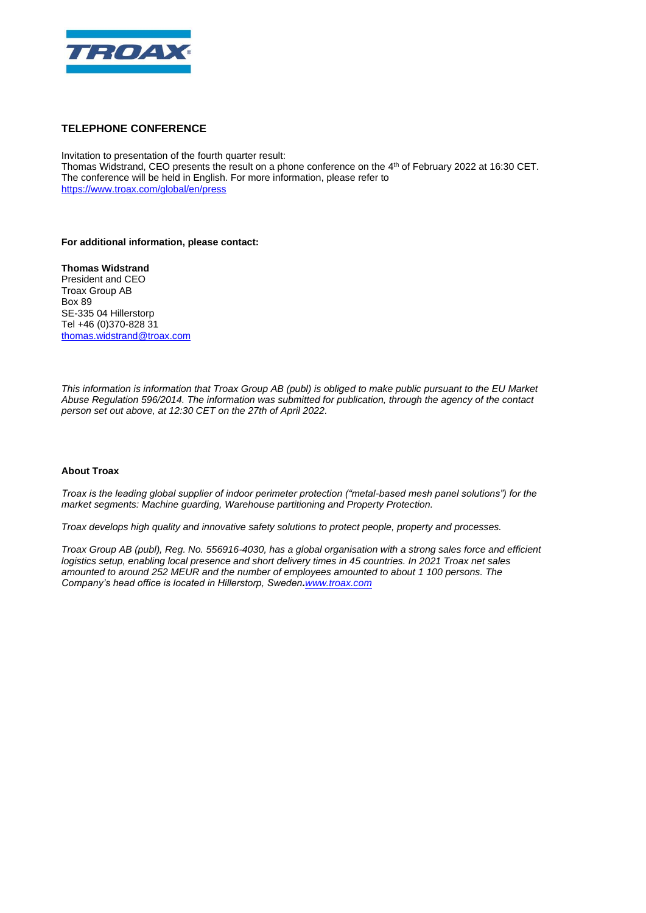## TELEPHONE CONFERENCE

Invitation to presentation of the fourth quarter result:
Thomas Widstrand, CEO presents the result on a phone conference on the 4th of February 2022 at 16:30 CET. The conference will be held in English. For more information, please refer to
https://www.troax.com/global/en/press

**For additional information, please contact:**

**Thomas Widstrand**
President and CEO
Troax Group AB
Box 89
SE-335 04 Hillerstorp
Tel +46 (0)370-828 31
thomas.widstrand@troax.com

*This information is information that Troax Group AB (publ) is obliged to make public pursuant to the EU Market Abuse Regulation 596/2014. The information was submitted for publication, through the agency of the contact person set out above, at 12:30 CET on the 27th of April 2022.*

**About Troax**

*Troax is the leading global supplier of indoor perimeter protection ("metal-based mesh panel solutions") for the market segments: Machine guarding, Warehouse partitioning and Property Protection.*

*Troax develops high quality and innovative safety solutions to protect people, property and processes.*

*Troax Group AB (publ), Reg. No. 556916-4030, has a global organisation with a strong sales force and efficient logistics setup, enabling local presence and short delivery times in 45 countries. In 2021 Troax net sales amounted to around 252 MEUR and the number of employees amounted to about 1 100 persons. The Company's head office is located in Hillerstorp, Sweden.* *www.troax.com*